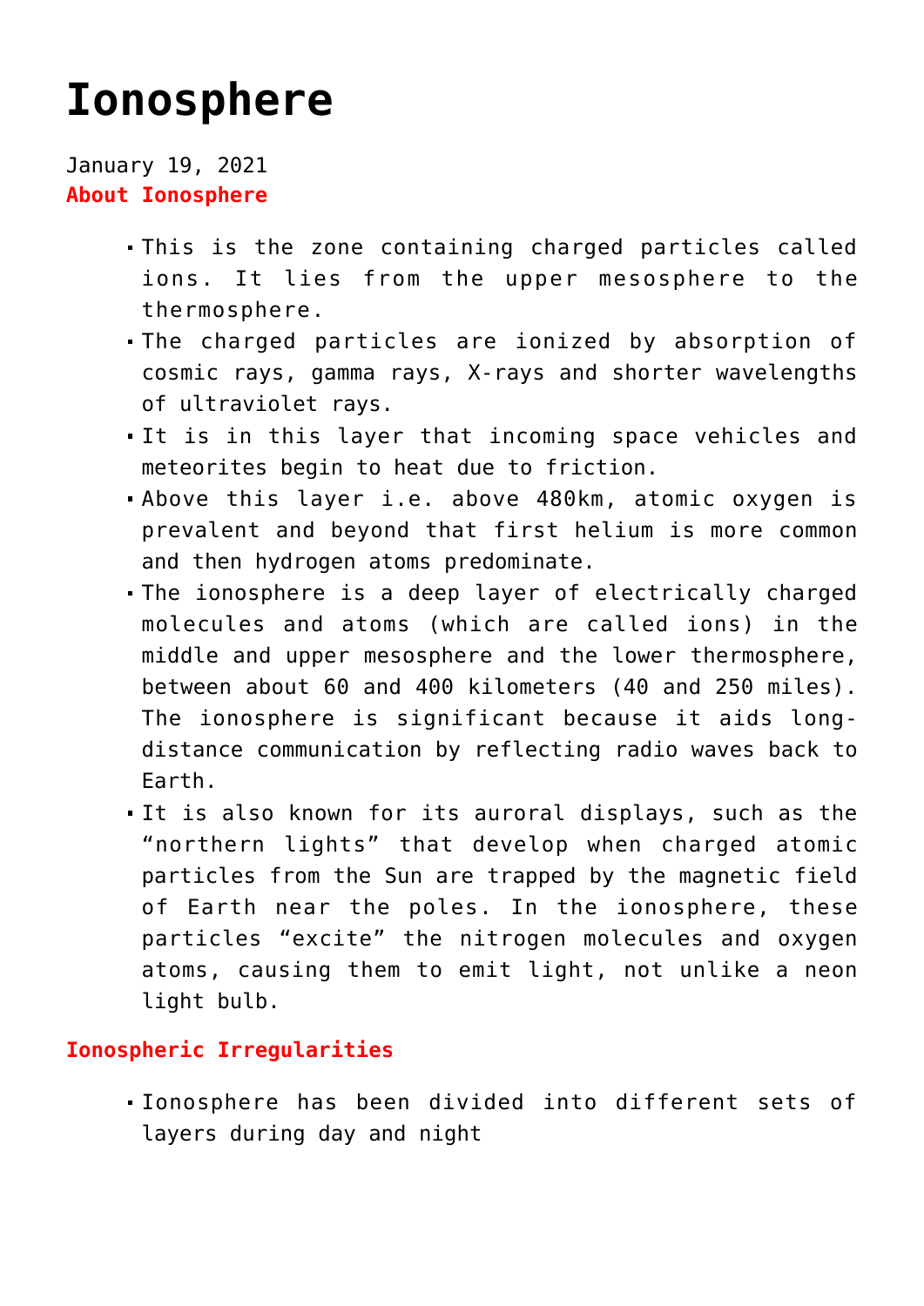# Ionosphere

January 19, 2021

**About Ionosphere**

- This is the zone containing charged particles called ions. It lies from the upper mesosphere to the thermosphere.
- The charged particles are ionized by absorption of cosmic rays, gamma rays, X-rays and shorter wavelengths of ultraviolet rays.
- It is in this layer that incoming space vehicles and meteorites begin to heat due to friction.
- Above this layer i.e. above 480km, atomic oxygen is prevalent and beyond that first helium is more common and then hydrogen atoms predominate.
- The ionosphere is a deep layer of electrically charged molecules and atoms (which are called ions) in the middle and upper mesosphere and the lower thermosphere, between about 60 and 400 kilometers (40 and 250 miles). The ionosphere is significant because it aids long-distance communication by reflecting radio waves back to Earth.
- It is also known for its auroral displays, such as the "northern lights" that develop when charged atomic particles from the Sun are trapped by the magnetic field of Earth near the poles. In the ionosphere, these particles "excite" the nitrogen molecules and oxygen atoms, causing them to emit light, not unlike a neon light bulb.

**Ionospheric Irregularities**

- Ionosphere has been divided into different sets of layers during day and night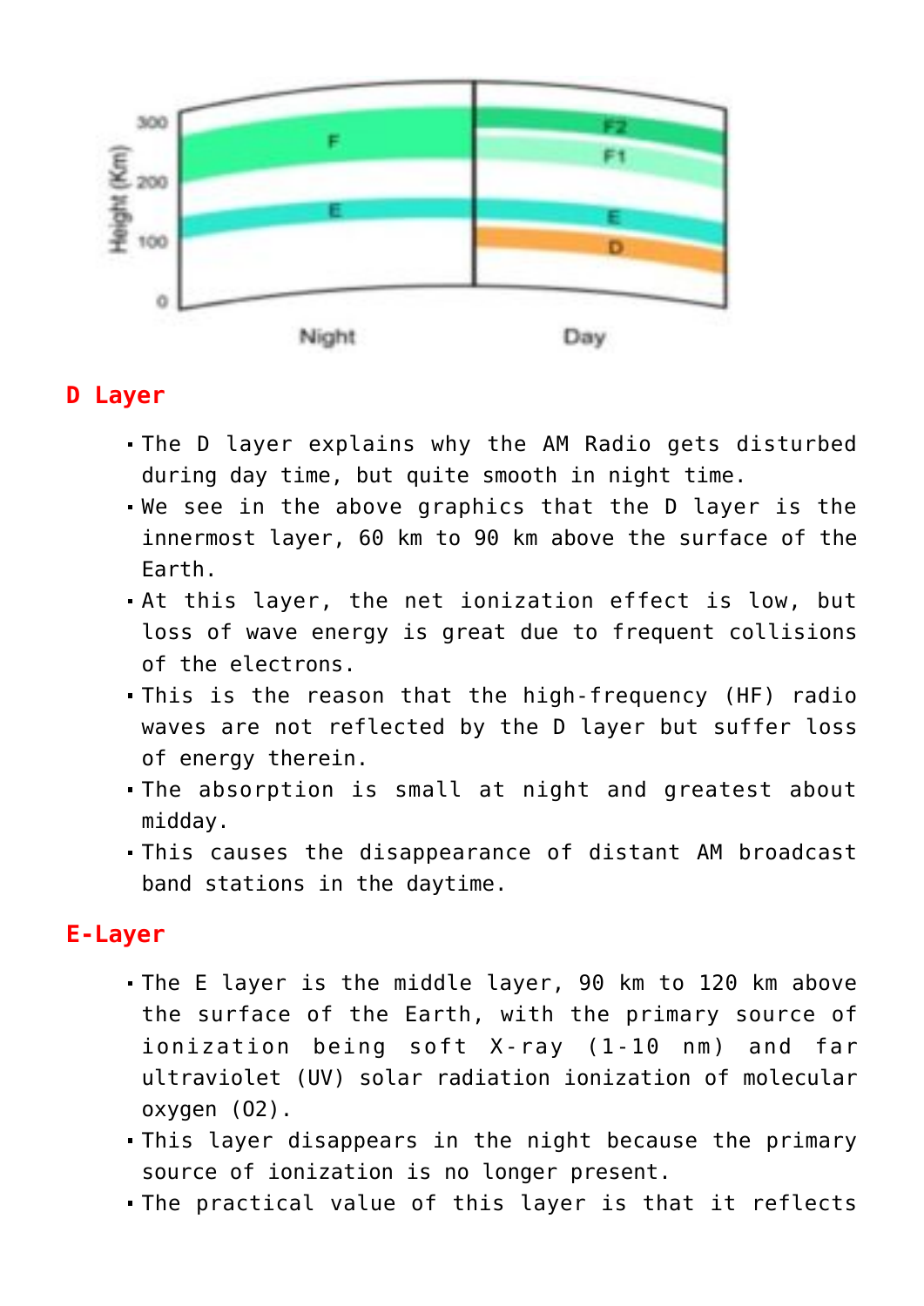## D Layer

- The D layer explains why the AM Radio gets disturbed during day time, but quite smooth in night time.
- We see in the above graphics that the D layer is the innermost layer, 60 km to 90 km above the surface of the Earth.
- At this layer, the net ionization effect is low, but loss of wave energy is great due to frequent collisions of the electrons.
- This is the reason that the high-frequency (HF) radio waves are not reflected by the D layer but suffer loss of energy therein.
- The absorption is small at night and greatest about midday.
- This causes the disappearance of distant AM broadcast band stations in the daytime.

## E-Layer

- The E layer is the middle layer, 90 km to 120 km above the surface of the Earth, with the primary source of ionization being soft X-ray (1-10 nm) and far ultraviolet (UV) solar radiation ionization of molecular oxygen ($O_2$).
- This layer disappears in the night because the primary source of ionization is no longer present.
- The practical value of this layer is that it reflects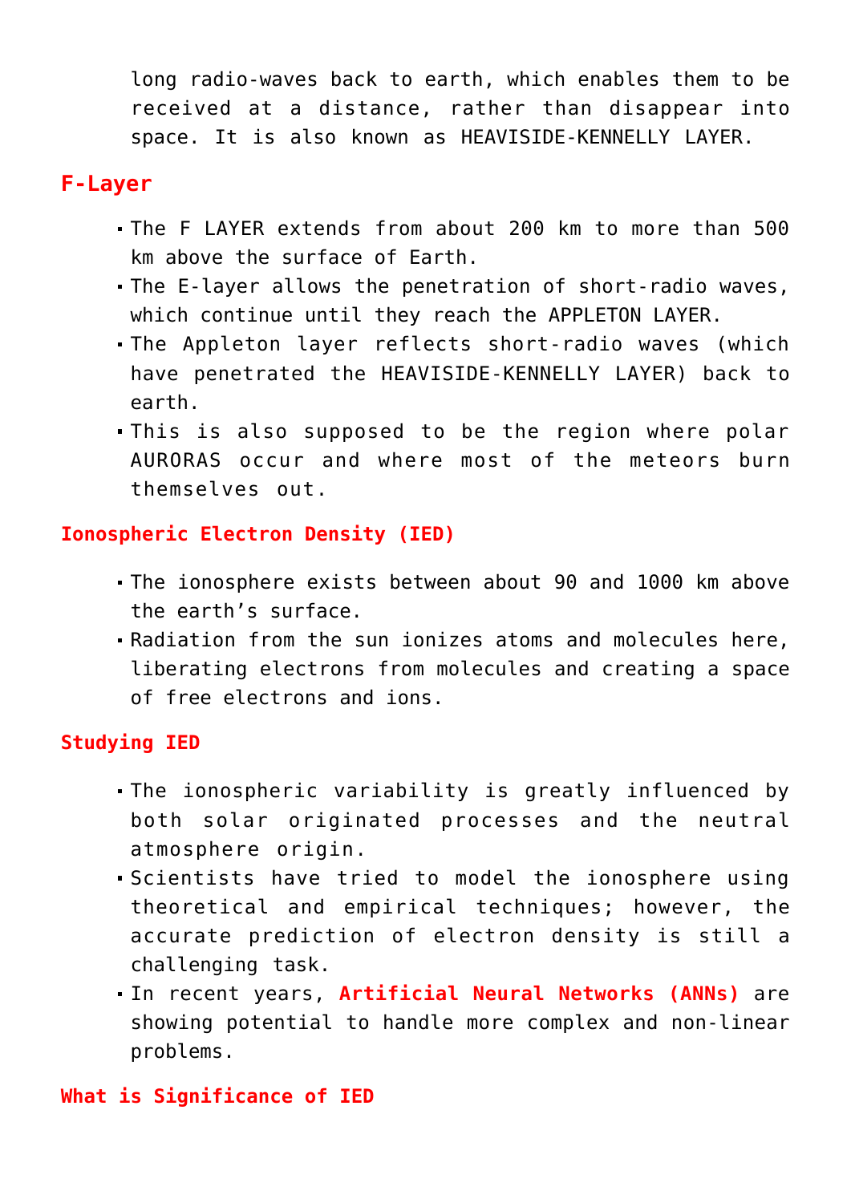long radio-waves back to earth, which enables them to be received at a distance, rather than disappear into space. It is also known as HEAVISIDE-KENNELLY LAYER.

## F-Layer

- The F LAYER extends from about 200 km to more than 500 km above the surface of Earth.
- The E-layer allows the penetration of short-radio waves, which continue until they reach the APPLETON LAYER.
- The Appleton layer reflects short-radio waves (which have penetrated the HEAVISIDE-KENNELLY LAYER) back to earth.
- This is also supposed to be the region where polar AURORAS occur and where most of the meteors burn themselves out.

### Ionospheric Electron Density (IED)

- The ionosphere exists between about 90 and 1000 km above the earth's surface.
- Radiation from the sun ionizes atoms and molecules here, liberating electrons from molecules and creating a space of free electrons and ions.

### Studying IED

- The ionospheric variability is greatly influenced by both solar originated processes and the neutral atmosphere origin.
- Scientists have tried to model the ionosphere using theoretical and empirical techniques; however, the accurate prediction of electron density is still a challenging task.
- In recent years, **Artificial Neural Networks (ANNs)** are showing potential to handle more complex and non-linear problems.

### What is Significance of IED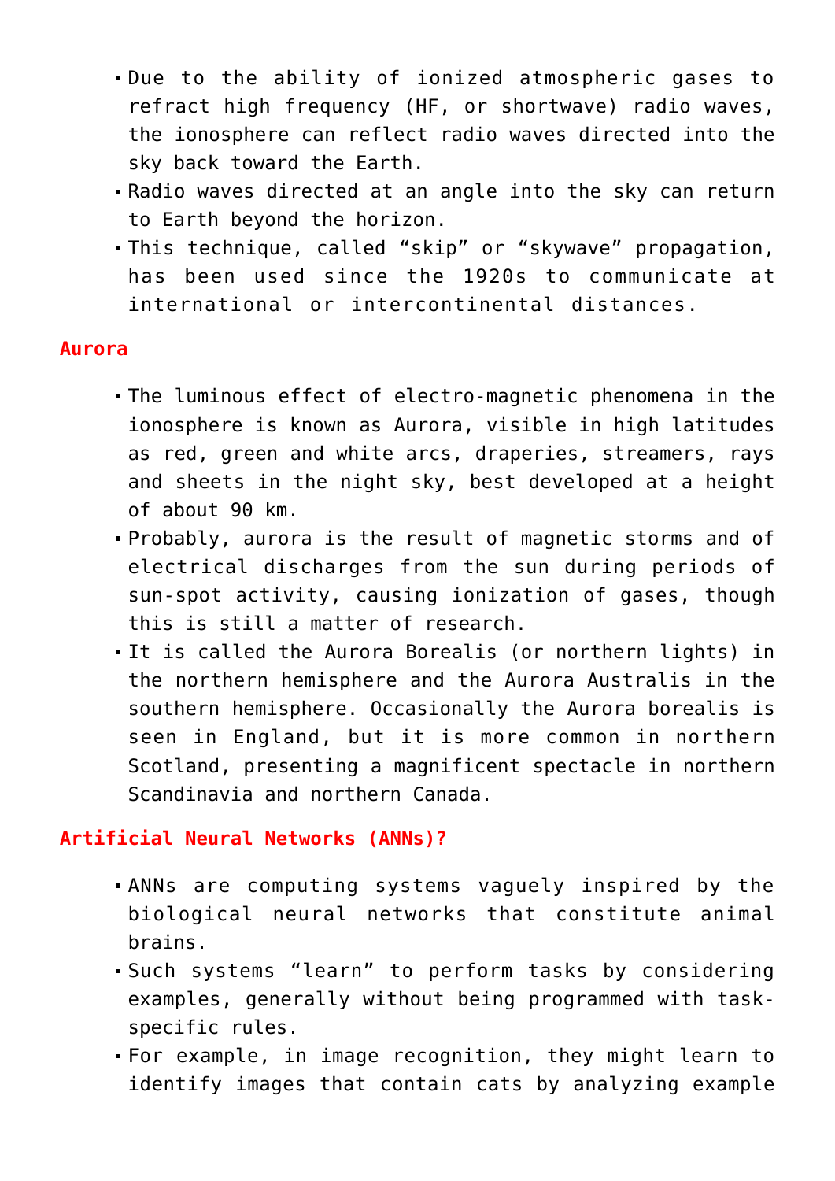- Due to the ability of ionized atmospheric gases to refract high frequency (HF, or shortwave) radio waves, the ionosphere can reflect radio waves directed into the sky back toward the Earth.
- Radio waves directed at an angle into the sky can return to Earth beyond the horizon.
- This technique, called "skip" or "skywave" propagation, has been used since the 1920s to communicate at international or intercontinental distances.

## Aurora

- The luminous effect of electro-magnetic phenomena in the ionosphere is known as Aurora, visible in high latitudes as red, green and white arcs, draperies, streamers, rays and sheets in the night sky, best developed at a height of about 90 km.
- Probably, aurora is the result of magnetic storms and of electrical discharges from the sun during periods of sun-spot activity, causing ionization of gases, though this is still a matter of research.
- It is called the Aurora Borealis (or northern lights) in the northern hemisphere and the Aurora Australis in the southern hemisphere. Occasionally the Aurora borealis is seen in England, but it is more common in northern Scotland, presenting a magnificent spectacle in northern Scandinavia and northern Canada.

## Artificial Neural Networks (ANNs)?

- ANNs are computing systems vaguely inspired by the biological neural networks that constitute animal brains.
- Such systems "learn" to perform tasks by considering examples, generally without being programmed with task-specific rules.
- For example, in image recognition, they might learn to identify images that contain cats by analyzing example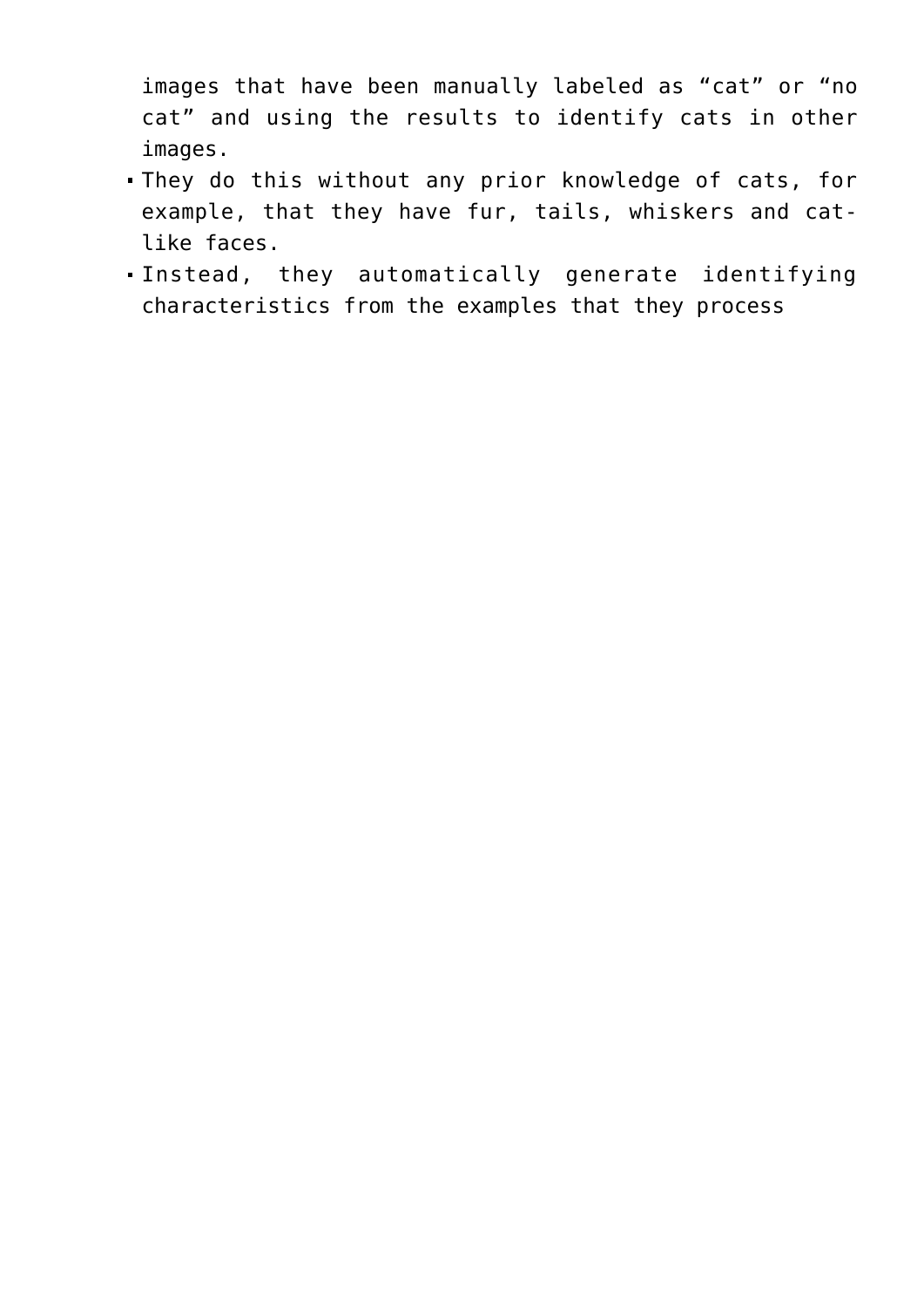images that have been manually labeled as “cat” or “no cat” and using the results to identify cats in other images.

- They do this without any prior knowledge of cats, for example, that they have fur, tails, whiskers and cat-like faces.
- Instead, they automatically generate identifying characteristics from the examples that they process